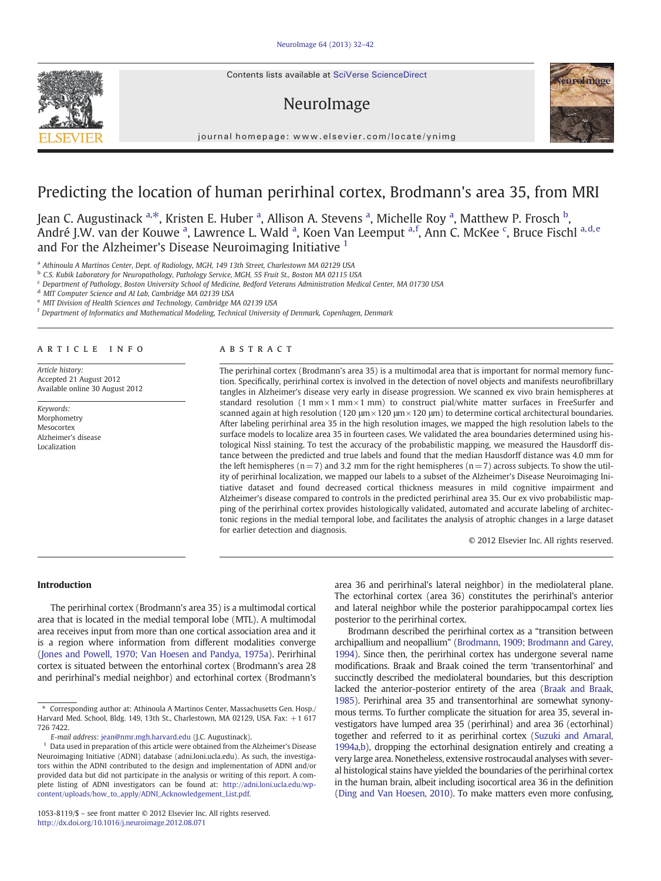# Predicting the location of human perirhinal cortex, Brodmann's area 35, from MRI

Jean C. Augustinack [a,*], Kristen E. Huber [a], Allison A. Stevens [a], Michelle Roy [a], Matthew P. Frosch [b], André J.W. van der Kouwe [a], Lawrence L. Wald [a], Koen Van Leemput [a,f], Ann C. McKee [c], Bruce Fischl [a,d,e] and For the Alzheimer's Disease Neuroimaging Initiative [1]

[a] Athinoula A Martinos Center, Dept. of Radiology, MGH, 149 13th Street, Charlestown MA 02129 USA
[b] C.S. Kubik Laboratory for Neuropathology, Pathology Service, MGH, 55 Fruit St., Boston MA 02115 USA
[c] Department of Pathology, Boston University School of Medicine, Bedford Veterans Administration Medical Center, MA 01730 USA
[d] MIT Computer Science and AI Lab, Cambridge MA 02139 USA
[e] MIT Division of Health Sciences and Technology, Cambridge MA 02139 USA
[f] Department of Informatics and Mathematical Modeling, Technical University of Denmark, Copenhagen, Denmark

## ARTICLE INFO

*Article history:*
Accepted 21 August 2012
Available online 30 August 2012

*Keywords:*
Morphometry
Mesocortex
Alzheimer's disease
Localization

## ABSTRACT

The perirhinal cortex (Brodmann's area 35) is a multimodal area that is important for normal memory function. Specifically, perirhinal cortex is involved in the detection of novel objects and manifests neurofibrillary tangles in Alzheimer's disease very early in disease progression. We scanned ex vivo brain hemispheres at standard resolution (1 mm × 1 mm × 1 mm) to construct pial/white matter surfaces in FreeSurfer and scanned again at high resolution (120 μm × 120 μm × 120 μm) to determine cortical architectural boundaries. After labeling perirhinal area 35 in the high resolution images, we mapped the high resolution labels to the surface models to localize area 35 in fourteen cases. We validated the area boundaries determined using histological Nissl staining. To test the accuracy of the probabilistic mapping, we measured the Hausdorff distance between the predicted and true labels and found that the median Hausdorff distance was 4.0 mm for the left hemispheres (n = 7) and 3.2 mm for the right hemispheres (n = 7) across subjects. To show the utility of perirhinal localization, we mapped our labels to a subset of the Alzheimer's Disease Neuroimaging Initiative dataset and found decreased cortical thickness measures in mild cognitive impairment and Alzheimer's disease compared to controls in the predicted perirhinal area 35. Our ex vivo probabilistic mapping of the perirhinal cortex provides histologically validated, automated and accurate labeling of architectonic regions in the medial temporal lobe, and facilitates the analysis of atrophic changes in a large dataset for earlier detection and diagnosis.

© 2012 Elsevier Inc. All rights reserved.

## Introduction

The perirhinal cortex (Brodmann's area 35) is a multimodal cortical area that is located in the medial temporal lobe (MTL). A multimodal area receives input from more than one cortical association area and it is a region where information from different modalities converge (Jones and Powell, 1970; Van Hoesen and Pandya, 1975a). Perirhinal cortex is situated between the entorhinal cortex (Brodmann's area 28 and perirhinal's medial neighbor) and ectorhinal cortex (Brodmann's area 36 and perirhinal's lateral neighbor) in the mediolateral plane. The ectorhinal cortex (area 36) constitutes the perirhinal's anterior and lateral neighbor while the posterior parahippocampal cortex lies posterior to the perirhinal cortex.

Brodmann described the perirhinal cortex as a "transition between archipallium and neopallium" (Brodmann, 1909; Brodmann and Garey, 1994). Since then, the perirhinal cortex has undergone several name modifications. Braak and Braak coined the term 'transentorhinal' and succinctly described the mediolateral boundaries, but this description lacked the anterior-posterior entirety of the area (Braak and Braak, 1985). Perirhinal area 35 and transentorhinal are somewhat synonymous terms. To further complicate the situation for area 35, several investigators have lumped area 35 (perirhinal) and area 36 (ectorhinal) together and referred to it as perirhinal cortex (Suzuki and Amaral, 1994a,b), dropping the ectorhinal designation entirely and creating a very large area. Nonetheless, extensive rostrocaudal analyses with several histological stains have yielded the boundaries of the perirhinal cortex in the human brain, albeit including isocortical area 36 in the definition (Ding and Van Hoesen, 2010). To make matters even more confusing,

\* Corresponding author at: Athinoula A Martinos Center, Massachusetts Gen. Hosp./Harvard Med. School, Bldg. 149, 13th St., Charlestown, MA 02129, USA. Fax: +1 617 726 7422.
*E-mail address:* jean@nmr.mgh.harvard.edu (J.C. Augustinack).

[1] Data used in preparation of this article were obtained from the Alzheimer's Disease Neuroimaging Initiative (ADNI) database (adni.loni.ucla.edu). As such, the investigators within the ADNI contributed to the design and implementation of ADNI and/or provided data but did not participate in the analysis or writing of this report. A complete listing of ADNI investigators can be found at: http://adni.loni.ucla.edu/wp-content/uploads/how_to_apply/ADNI_Acknowledgement_List.pdf.

1053-8119/$ – see front matter © 2012 Elsevier Inc. All rights reserved.
http://dx.doi.org/10.1016/j.neuroimage.2012.08.071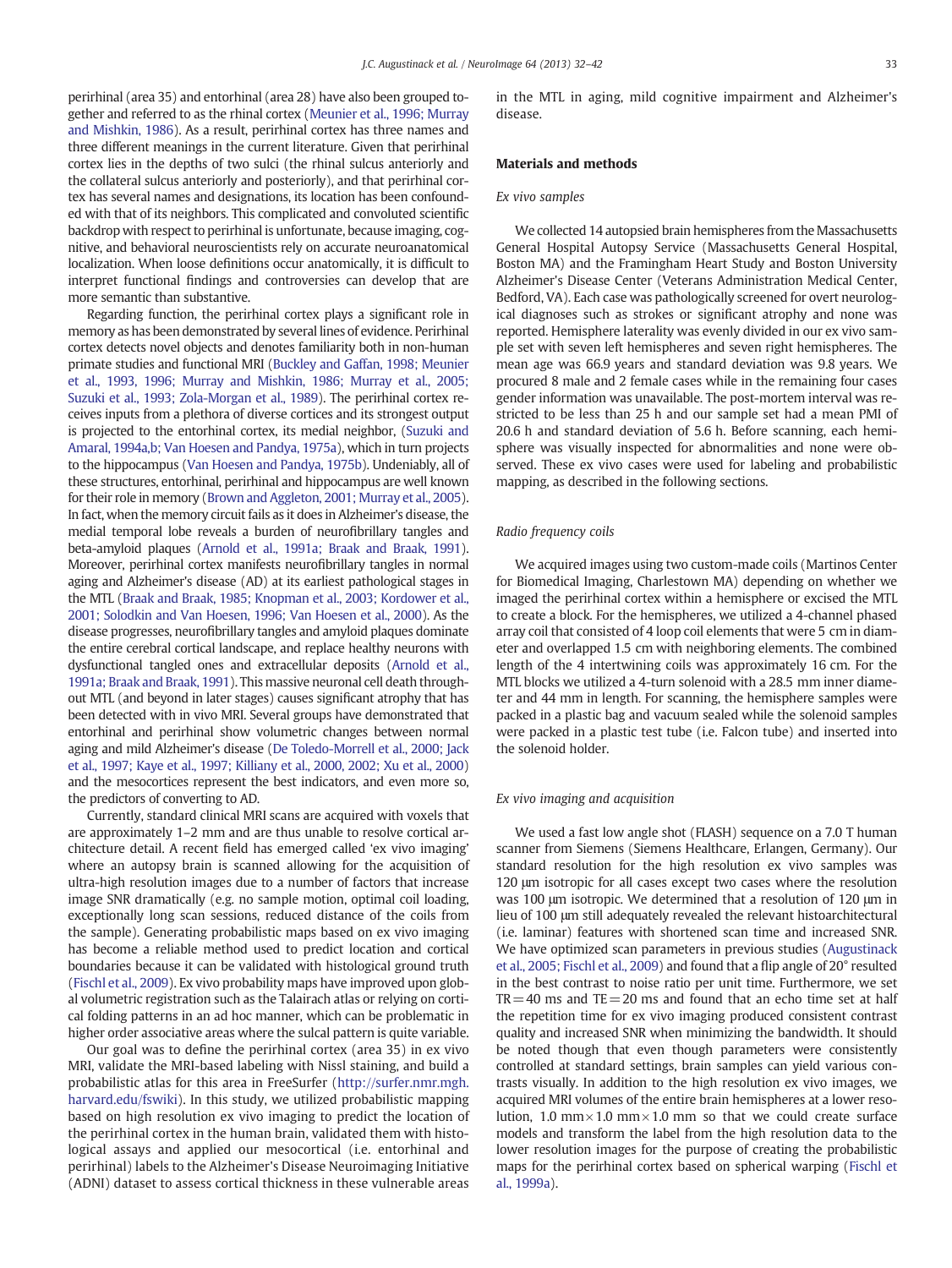perirhinal (area 35) and entorhinal (area 28) have also been grouped together and referred to as the rhinal cortex (Meunier et al., 1996; Murray and Mishkin, 1986). As a result, perirhinal cortex has three names and three different meanings in the current literature. Given that perirhinal cortex lies in the depths of two sulci (the rhinal sulcus anteriorly and the collateral sulcus anteriorly and posteriorly), and that perirhinal cortex has several names and designations, its location has been confounded with that of its neighbors. This complicated and convoluted scientific backdrop with respect to perirhinal is unfortunate, because imaging, cognitive, and behavioral neuroscientists rely on accurate neuroanatomical localization. When loose definitions occur anatomically, it is difficult to interpret functional findings and controversies can develop that are more semantic than substantive.

Regarding function, the perirhinal cortex plays a significant role in memory as has been demonstrated by several lines of evidence. Perirhinal cortex detects novel objects and denotes familiarity both in non-human primate studies and functional MRI (Buckley and Gaffan, 1998; Meunier et al., 1993, 1996; Murray and Mishkin, 1986; Murray et al., 2005; Suzuki et al., 1993; Zola-Morgan et al., 1989). The perirhinal cortex receives inputs from a plethora of diverse cortices and its strongest output is projected to the entorhinal cortex, its medial neighbor, (Suzuki and Amaral, 1994a,b; Van Hoesen and Pandya, 1975a), which in turn projects to the hippocampus (Van Hoesen and Pandya, 1975b). Undeniably, all of these structures, entorhinal, perirhinal and hippocampus are well known for their role in memory (Brown and Aggleton, 2001; Murray et al., 2005). In fact, when the memory circuit fails as it does in Alzheimer's disease, the medial temporal lobe reveals a burden of neurofibrillary tangles and beta-amyloid plaques (Arnold et al., 1991a; Braak and Braak, 1991). Moreover, perirhinal cortex manifests neurofibrillary tangles in normal aging and Alzheimer's disease (AD) at its earliest pathological stages in the MTL (Braak and Braak, 1985; Knopman et al., 2003; Kordower et al., 2001; Solodkin and Van Hoesen, 1996; Van Hoesen et al., 2000). As the disease progresses, neurofibrillary tangles and amyloid plaques dominate the entire cerebral cortical landscape, and replace healthy neurons with dysfunctional tangled ones and extracellular deposits (Arnold et al., 1991a; Braak and Braak, 1991). This massive neuronal cell death throughout MTL (and beyond in later stages) causes significant atrophy that has been detected with in vivo MRI. Several groups have demonstrated that entorhinal and perirhinal show volumetric changes between normal aging and mild Alzheimer's disease (De Toledo-Morrell et al., 2000; Jack et al., 1997; Kaye et al., 1997; Killiany et al., 2000, 2002; Xu et al., 2000) and the mesocortices represent the best indicators, and even more so, the predictors of converting to AD.

Currently, standard clinical MRI scans are acquired with voxels that are approximately 1–2 mm and are thus unable to resolve cortical architecture detail. A recent field has emerged called 'ex vivo imaging' where an autopsy brain is scanned allowing for the acquisition of ultra-high resolution images due to a number of factors that increase image SNR dramatically (e.g. no sample motion, optimal coil loading, exceptionally long scan sessions, reduced distance of the coils from the sample). Generating probabilistic maps based on ex vivo imaging has become a reliable method used to predict location and cortical boundaries because it can be validated with histological ground truth (Fischl et al., 2009). Ex vivo probability maps have improved upon global volumetric registration such as the Talairach atlas or relying on cortical folding patterns in an ad hoc manner, which can be problematic in higher order associative areas where the sulcal pattern is quite variable.

Our goal was to define the perirhinal cortex (area 35) in ex vivo MRI, validate the MRI-based labeling with Nissl staining, and build a probabilistic atlas for this area in FreeSurfer (http://surfer.nmr.mgh.harvard.edu/fswiki). In this study, we utilized probabilistic mapping based on high resolution ex vivo imaging to predict the location of the perirhinal cortex in the human brain, validated them with histological assays and applied our mesocortical (i.e. entorhinal and perirhinal) labels to the Alzheimer's Disease Neuroimaging Initiative (ADNI) dataset to assess cortical thickness in these vulnerable areas in the MTL in aging, mild cognitive impairment and Alzheimer's disease.

## Materials and methods

### *Ex vivo samples*

We collected 14 autopsied brain hemispheres from the Massachusetts General Hospital Autopsy Service (Massachusetts General Hospital, Boston MA) and the Framingham Heart Study and Boston University Alzheimer's Disease Center (Veterans Administration Medical Center, Bedford, VA). Each case was pathologically screened for overt neurological diagnoses such as strokes or significant atrophy and none was reported. Hemisphere laterality was evenly divided in our ex vivo sample set with seven left hemispheres and seven right hemispheres. The mean age was 66.9 years and standard deviation was 9.8 years. We procured 8 male and 2 female cases while in the remaining four cases gender information was unavailable. The post-mortem interval was restricted to be less than 25 h and our sample set had a mean PMI of 20.6 h and standard deviation of 5.6 h. Before scanning, each hemisphere was visually inspected for abnormalities and none were observed. These ex vivo cases were used for labeling and probabilistic mapping, as described in the following sections.

### *Radio frequency coils*

We acquired images using two custom-made coils (Martinos Center for Biomedical Imaging, Charlestown MA) depending on whether we imaged the perirhinal cortex within a hemisphere or excised the MTL to create a block. For the hemispheres, we utilized a 4-channel phased array coil that consisted of 4 loop coil elements that were 5 cm in diameter and overlapped 1.5 cm with neighboring elements. The combined length of the 4 intertwining coils was approximately 16 cm. For the MTL blocks we utilized a 4-turn solenoid with a 28.5 mm inner diameter and 44 mm in length. For scanning, the hemisphere samples were packed in a plastic bag and vacuum sealed while the solenoid samples were packed in a plastic test tube (i.e. Falcon tube) and inserted into the solenoid holder.

### *Ex vivo imaging and acquisition*

We used a fast low angle shot (FLASH) sequence on a 7.0 T human scanner from Siemens (Siemens Healthcare, Erlangen, Germany). Our standard resolution for the high resolution ex vivo samples was 120 μm isotropic for all cases except two cases where the resolution was 100 μm isotropic. We determined that a resolution of 120 μm in lieu of 100 μm still adequately revealed the relevant histoarchitectural (i.e. laminar) features with shortened scan time and increased SNR. We have optimized scan parameters in previous studies (Augustinack et al., 2005; Fischl et al., 2009) and found that a flip angle of 20° resulted in the best contrast to noise ratio per unit time. Furthermore, we set TR = 40 ms and TE = 20 ms and found that an echo time set at half the repetition time for ex vivo imaging produced consistent contrast quality and increased SNR when minimizing the bandwidth. It should be noted though that even though parameters were consistently controlled at standard settings, brain samples can yield various contrasts visually. In addition to the high resolution ex vivo images, we acquired MRI volumes of the entire brain hemispheres at a lower resolution, 1.0 mm × 1.0 mm × 1.0 mm so that we could create surface models and transform the label from the high resolution data to the lower resolution images for the purpose of creating the probabilistic maps for the perirhinal cortex based on spherical warping (Fischl et al., 1999a).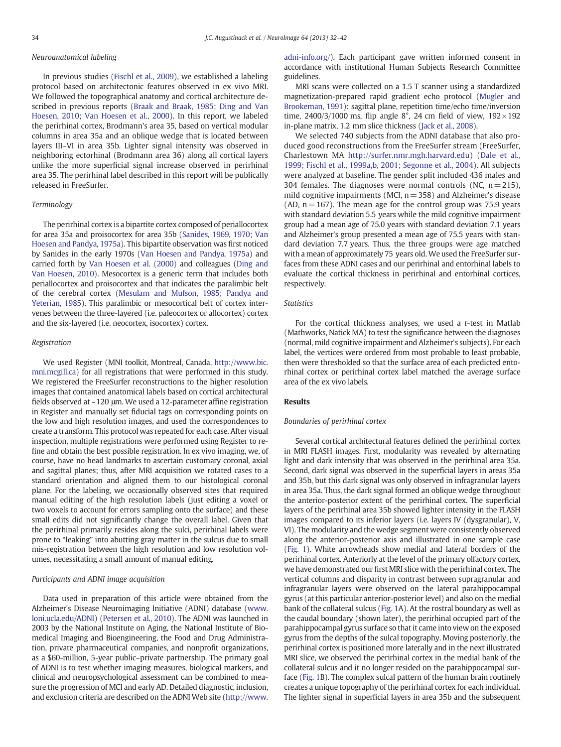### Neuroanatomical labeling

In previous studies (Fischl et al., 2009), we established a labeling protocol based on architectonic features observed in ex vivo MRI. We followed the topographical anatomy and cortical architecture described in previous reports (Braak and Braak, 1985; Ding and Van Hoesen, 2010; Van Hoesen et al., 2000). In this report, we labeled the perirhinal cortex, Brodmann's area 35, based on vertical modular columns in area 35a and an oblique wedge that is located between layers III–VI in area 35b. Lighter signal intensity was observed in neighboring ectorhinal (Brodmann area 36) along all cortical layers unlike the more superficial signal increase observed in perirhinal area 35. The perirhinal label described in this report will be publically released in FreeSurfer.

### Terminology

The perirhinal cortex is a bipartite cortex composed of periallocortex for area 35a and proisocortex for area 35b (Sanides, 1969, 1970; Van Hoesen and Pandya, 1975a). This bipartite observation was first noticed by Sanides in the early 1970s (Van Hoesen and Pandya, 1975a) and carried forth by Van Hoesen et al. (2000) and colleagues (Ding and Van Hoesen, 2010). Mesocortex is a generic term that includes both periallocortex and proisocortex and that indicates the paralimbic belt of the cerebral cortex (Mesulam and Mufson, 1985; Pandya and Yeterian, 1985). This paralimbic or mesocortical belt of cortex intervenes between the three-layered (i.e. paleocortex or allocortex) cortex and the six-layered (i.e. neocortex, isocortex) cortex.

### Registration

We used Register (MNI toolkit, Montreal, Canada, http://www.bic.mni.mcgill.ca) for all registrations that were performed in this study. We registered the FreeSurfer reconstructions to the higher resolution images that contained anatomical labels based on cortical architectural fields observed at ~120 μm. We used a 12-parameter affine registration in Register and manually set fiducial tags on corresponding points on the low and high resolution images, and used the correspondences to create a transform. This protocol was repeated for each case. After visual inspection, multiple registrations were performed using Register to refine and obtain the best possible registration. In ex vivo imaging, we, of course, have no head landmarks to ascertain customary coronal, axial and sagittal planes; thus, after MRI acquisition we rotated cases to a standard orientation and aligned them to our histological coronal plane. For the labeling, we occasionally observed sites that required manual editing of the high resolution labels (just editing a voxel or two voxels to account for errors sampling onto the surface) and these small edits did not significantly change the overall label. Given that the perirhinal primarily resides along the sulci, perirhinal labels were prone to "leaking" into abutting gray matter in the sulcus due to small mis-registration between the high resolution and low resolution volumes, necessitating a small amount of manual editing.

### Participants and ADNI image acquisition

Data used in preparation of this article were obtained from the Alzheimer's Disease Neuroimaging Initiative (ADNI) database (www.loni.ucla.edu/ADNI) (Petersen et al., 2010). The ADNI was launched in 2003 by the National Institute on Aging, the National Institute of Biomedical Imaging and Bioengineering, the Food and Drug Administration, private pharmaceutical companies, and nonprofit organizations, as a $60-million, 5-year public–private partnership. The primary goal of ADNI is to test whether imaging measures, biological markers, and clinical and neuropsychological assessment can be combined to measure the progression of MCI and early AD. Detailed diagnostic, inclusion, and exclusion criteria are described on the ADNI Web site (http://www.adni-info.org/). Each participant gave written informed consent in accordance with institutional Human Subjects Research Committee guidelines.

MRI scans were collected on a 1.5 T scanner using a standardized magnetization-prepared rapid gradient echo protocol (Mugler and Brookeman, 1991): sagittal plane, repetition time/echo time/inversion time, 2400/3/1000 ms, flip angle 8°, 24 cm field of view, 192 × 192 in-plane matrix, 1.2 mm slice thickness (Jack et al., 2008).

We selected 740 subjects from the ADNI database that also produced good reconstructions from the FreeSurfer stream (FreeSurfer, Charlestown MA http://surfer.nmr.mgh.harvard.edu) (Dale et al., 1999; Fischl et al., 1999a,b, 2001; Segonne et al., 2004). All subjects were analyzed at baseline. The gender split included 436 males and 304 females. The diagnoses were normal controls (NC, $n = 215$), mild cognitive impairments (MCI, $n = 358$) and Alzheimer's disease (AD, $n = 167$). The mean age for the control group was 75.9 years with standard deviation 5.5 years while the mild cognitive impairment group had a mean age of 75.0 years with standard deviation 7.1 years and Alzheimer's group presented a mean age of 75.5 years with standard deviation 7.7 years. Thus, the three groups were age matched with a mean age of approximately 75 years old. We used the FreeSurfer surfaces from these ADNI cases and our perirhinal and entorhinal labels to evaluate the cortical thickness in perirhinal and entorhinal cortices, respectively.

### Statistics

For the cortical thickness analyses, we used a $t$-test in Matlab (Mathworks, Natick MA) to test the significance between the diagnoses (normal, mild cognitive impairment and Alzheimer's subjects). For each label, the vertices were ordered from most probable to least probable, then were thresholded so that the surface area of each predicted entorhinal cortex or perirhinal cortex label matched the average surface area of the ex vivo labels.

## Results

### Boundaries of perirhinal cortex

Several cortical architectural features defined the perirhinal cortex in MRI FLASH images. First, modularity was revealed by alternating light and dark intensity that was observed in the perirhinal area 35a. Second, dark signal was observed in the superficial layers in areas 35a and 35b, but this dark signal was only observed in infragranular layers in area 35a. Thus, the dark signal formed an oblique wedge throughout the anterior-posterior extent of the perirhinal cortex. The superficial layers of the perirhinal area 35b showed lighter intensity in the FLASH images compared to its inferior layers (i.e. layers IV (dysgranular), V, VI). The modularity and the wedge segment were consistently observed along the anterior-posterior axis and illustrated in one sample case (Fig. 1). White arrowheads show medial and lateral borders of the perirhinal cortex. Anteriorly at the level of the primary olfactory cortex, we have demonstrated our first MRI slice with the perirhinal cortex. The vertical columns and disparity in contrast between supragranular and infragranular layers were observed on the lateral parahippocampal gyrus (at this particular anterior-posterior level) and also on the medial bank of the collateral sulcus (Fig. 1A). At the rostral boundary as well as the caudal boundary (shown later), the perirhinal occupied part of the parahippocampal gyrus surface so that it came into view on the exposed gyrus from the depths of the sulcal topography. Moving posteriorly, the perirhinal cortex is positioned more laterally and in the next illustrated MRI slice, we observed the perirhinal cortex in the medial bank of the collateral sulcus and it no longer resided on the parahippocampal surface (Fig. 1B). The complex sulcal pattern of the human brain routinely creates a unique topography of the perirhinal cortex for each individual. The lighter signal in superficial layers in area 35b and the subsequent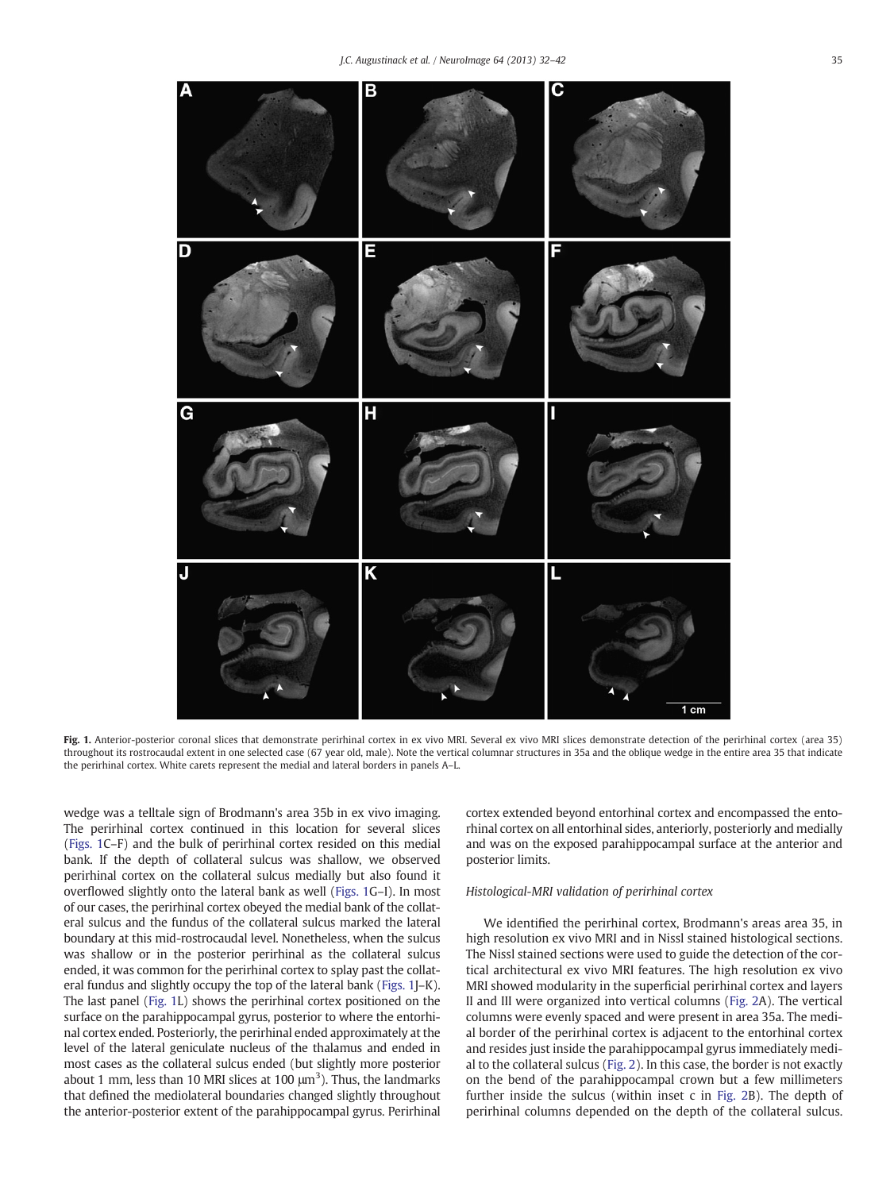Fig. 1. Anterior-posterior coronal slices that demonstrate perirhinal cortex in ex vivo MRI. Several ex vivo MRI slices demonstrate detection of the perirhinal cortex (area 35) throughout its rostrocaudal extent in one selected case (67 year old, male). Note the vertical columnar structures in 35a and the oblique wedge in the entire area 35 that indicate the perirhinal cortex. White carets represent the medial and lateral borders in panels A–L.

wedge was a telltale sign of Brodmann's area 35b in ex vivo imaging. The perirhinal cortex continued in this location for several slices (Figs. 1C–F) and the bulk of perirhinal cortex resided on this medial bank. If the depth of collateral sulcus was shallow, we observed perirhinal cortex on the collateral sulcus medially but also found it overflowed slightly onto the lateral bank as well (Figs. 1G–I). In most of our cases, the perirhinal cortex obeyed the medial bank of the collateral sulcus and the fundus of the collateral sulcus marked the lateral boundary at this mid-rostrocaudal level. Nonetheless, when the sulcus was shallow or in the posterior perirhinal as the collateral sulcus ended, it was common for the perirhinal cortex to splay past the collateral fundus and slightly occupy the top of the lateral bank (Figs. 1J–K). The last panel (Fig. 1L) shows the perirhinal cortex positioned on the surface on the parahippocampal gyrus, posterior to where the entorhinal cortex ended. Posteriorly, the perirhinal ended approximately at the level of the lateral geniculate nucleus of the thalamus and ended in most cases as the collateral sulcus ended (but slightly more posterior about 1 mm, less than 10 MRI slices at 100 $\mu m^3$). Thus, the landmarks that defined the mediolateral boundaries changed slightly throughout the anterior-posterior extent of the parahippocampal gyrus. Perirhinal cortex extended beyond entorhinal cortex and encompassed the entorhinal cortex on all entorhinal sides, anteriorly, posteriorly and medially and was on the exposed parahippocampal surface at the anterior and posterior limits.

### *Histological-MRI validation of perirhinal cortex*

We identified the perirhinal cortex, Brodmann's areas area 35, in high resolution ex vivo MRI and in Nissl stained histological sections. The Nissl stained sections were used to guide the detection of the cortical architectural ex vivo MRI features. The high resolution ex vivo MRI showed modularity in the superficial perirhinal cortex and layers II and III were organized into vertical columns (Fig. 2A). The vertical columns were evenly spaced and were present in area 35a. The medial border of the perirhinal cortex is adjacent to the entorhinal cortex and resides just inside the parahippocampal gyrus immediately medial to the collateral sulcus (Fig. 2). In this case, the border is not exactly on the bend of the parahippocampal crown but a few millimeters further inside the sulcus (within inset c in Fig. 2B). The depth of perirhinal columns depended on the depth of the collateral sulcus.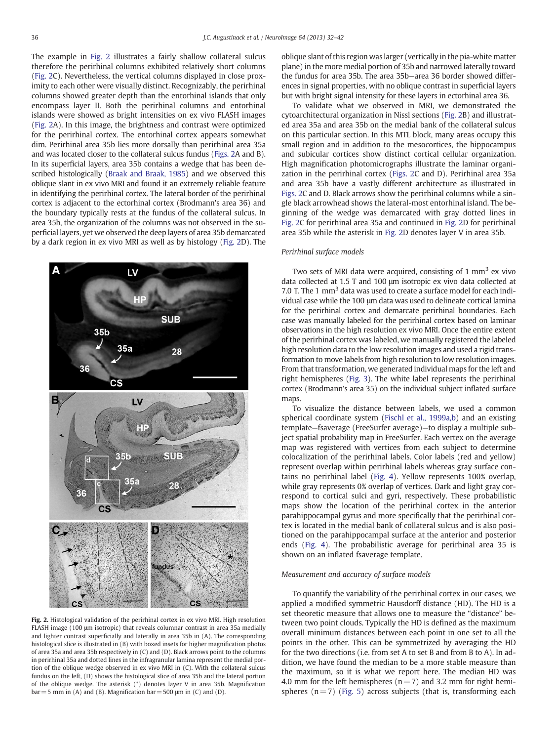The example in Fig. 2 illustrates a fairly shallow collateral sulcus therefore the perirhinal columns exhibited relatively short columns (Fig. 2C). Nevertheless, the vertical columns displayed in close proximity to each other were visually distinct. Recognizably, the perirhinal columns showed greater depth than the entorhinal islands that only encompass layer II. Both the perirhinal columns and entorhinal islands were showed as bright intensities on ex vivo FLASH images (Fig. 2A). In this image, the brightness and contrast were optimized for the perirhinal cortex. The entorhinal cortex appears somewhat dim. Perirhinal area 35b lies more dorsally than perirhinal area 35a and was located closer to the collateral sulcus fundus (Figs. 2A and B). In its superficial layers, area 35b contains a wedge that has been described histologically (Braak and Braak, 1985) and we observed this oblique slant in ex vivo MRI and found it an extremely reliable feature in identifying the perirhinal cortex. The lateral border of the perirhinal cortex is adjacent to the ectorhinal cortex (Brodmann's area 36) and the boundary typically rests at the fundus of the collateral sulcus. In area 35b, the organization of the columns was not observed in the superficial layers, yet we observed the deep layers of area 35b demarcated by a dark region in ex vivo MRI as well as by histology (Fig. 2D). The oblique slant of this region was larger (vertically in the pia-white matter plane) in the more medial portion of 35b and narrowed laterally toward the fundus for area 35b. The area 35b—area 36 border showed differences in signal properties, with no oblique contrast in superficial layers but with bright signal intensity for these layers in ectorhinal area 36.

To validate what we observed in MRI, we demonstrated the cytoarchitectural organization in Nissl sections (Fig. 2B) and illustrated area 35a and area 35b on the medial bank of the collateral sulcus on this particular section. In this MTL block, many areas occupy this small region and in addition to the mesocortices, the hippocampus and subicular cortices show distinct cortical cellular organization. High magnification photomicrographs illustrate the laminar organization in the perirhinal cortex (Figs. 2C and D). Perirhinal area 35a and area 35b have a vastly different architecture as illustrated in Figs. 2C and D. Black arrows show the perirhinal columns while a single black arrowhead shows the lateral-most entorhinal island. The beginning of the wedge was demarcated with gray dotted lines in Fig. 2C for perirhinal area 35a and continued in Fig. 2D for perirhinal area 35b while the asterisk in Fig. 2D denotes layer V in area 35b.

**Fig. 2.** Histological validation of the perirhinal cortex in ex vivo MRI. High resolution FLASH image (100 μm isotropic) that reveals columnar contrast in area 35a medially and lighter contrast superficially and laterally in area 35b in (A). The corresponding histological slice is illustrated in (B) with boxed insets for higher magnification photos of area 35a and area 35b respectively in (C) and (D). Black arrows point to the columns in perirhinal 35a and dotted lines in the infragranular lamina represent the medial portion of the oblique wedge observed in ex vivo MRI in (C). With the collateral sulcus fundus on the left, (D) shows the histological slice of area 35b and the lateral portion of the oblique wedge. The asterisk (*) denotes layer V in area 35b. Magnification bar = 5 mm in (A) and (B). Magnification bar = 500 μm in (C) and (D).

### *Perirhinal surface models*

Two sets of MRI data were acquired, consisting of 1 mm$^3$ ex vivo data collected at 1.5 T and 100 μm isotropic ex vivo data collected at 7.0 T. The 1 mm$^3$ data was used to create a surface model for each individual case while the 100 μm data was used to delineate cortical lamina for the perirhinal cortex and demarcate perirhinal boundaries. Each case was manually labeled for the perirhinal cortex based on laminar observations in the high resolution ex vivo MRI. Once the entire extent of the perirhinal cortex was labeled, we manually registered the labeled high resolution data to the low resolution images and used a rigid transformation to move labels from high resolution to low resolution images. From that transformation, we generated individual maps for the left and right hemispheres (Fig. 3). The white label represents the perirhinal cortex (Brodmann's area 35) on the individual subject inflated surface maps.

To visualize the distance between labels, we used a common spherical coordinate system (Fischl et al., 1999a,b) and an existing template—fsaverage (FreeSurfer average)—to display a multiple subject spatial probability map in FreeSurfer. Each vertex on the average map was registered with vertices from each subject to determine colocalization of the perirhinal labels. Color labels (red and yellow) represent overlap within perirhinal labels whereas gray surface contains no perirhinal label (Fig. 4). Yellow represents 100% overlap, while gray represents 0% overlap of vertices. Dark and light gray correspond to cortical sulci and gyri, respectively. These probabilistic maps show the location of the perirhinal cortex in the anterior parahippocampal gyrus and more specifically that the perirhinal cortex is located in the medial bank of collateral sulcus and is also positioned on the parahippocampal surface at the anterior and posterior ends (Fig. 4). The probabilistic average for perirhinal area 35 is shown on an inflated fsaverage template.

### *Measurement and accuracy of surface models*

To quantify the variability of the perirhinal cortex in our cases, we applied a modified symmetric Hausdorff distance (HD). The HD is a set theoretic measure that allows one to measure the "distance" between two point clouds. Typically the HD is defined as the maximum overall minimum distances between each point in one set to all the points in the other. This can be symmetrized by averaging the HD for the two directions (i.e. from set A to set B and from B to A). In addition, we have found the median to be a more stable measure than the maximum, so it is what we report here. The median HD was 4.0 mm for the left hemispheres ($n = 7$) and 3.2 mm for right hemispheres ($n = 7$) (Fig. 5) across subjects (that is, transforming each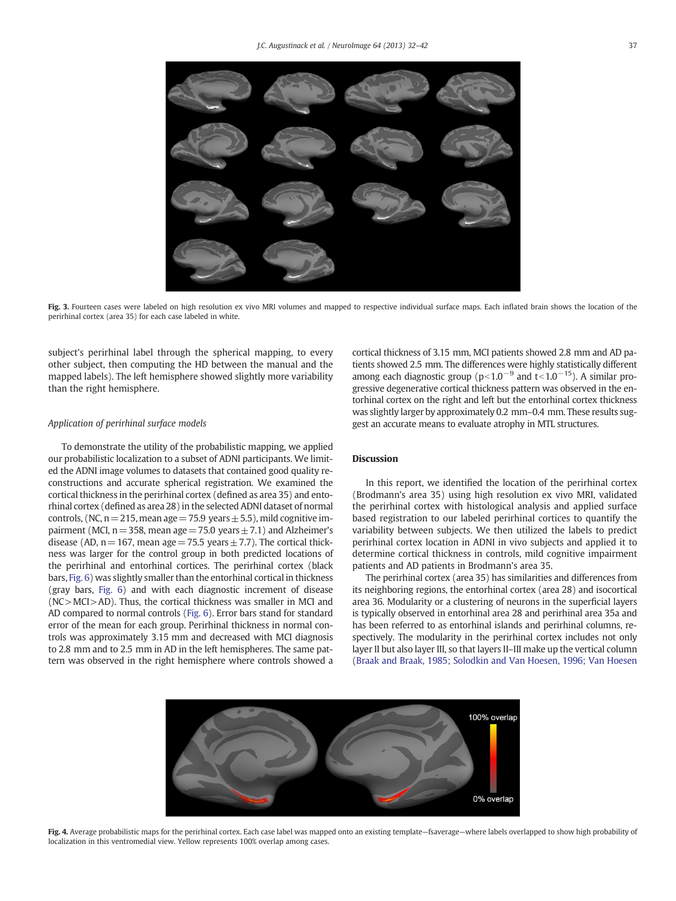Fig. 3. Fourteen cases were labeled on high resolution ex vivo MRI volumes and mapped to respective individual surface maps. Each inflated brain shows the location of the perirhinal cortex (area 35) for each case labeled in white.

subject's perirhinal label through the spherical mapping, to every other subject, then computing the HD between the manual and the mapped labels). The left hemisphere showed slightly more variability than the right hemisphere.

### *Application of perirhinal surface models*

To demonstrate the utility of the probabilistic mapping, we applied our probabilistic localization to a subset of ADNI participants. We limited the ADNI image volumes to datasets that contained good quality reconstructions and accurate spherical registration. We examined the cortical thickness in the perirhinal cortex (defined as area 35) and entorhinal cortex (defined as area 28) in the selected ADNI dataset of normal controls, (NC, $n = 215$, mean age $= 75.9$ years $\pm 5.5$), mild cognitive impairment (MCI, $n = 358$, mean age $= 75.0$ years $\pm 7.1$) and Alzheimer's disease (AD, $n = 167$, mean age $= 75.5$ years $\pm 7.7$). The cortical thickness was larger for the control group in both predicted locations of the perirhinal and entorhinal cortices. The perirhinal cortex (black bars, Fig. 6) was slightly smaller than the entorhinal cortical in thickness (gray bars, Fig. 6) and with each diagnostic increment of disease (NC > MCI > AD). Thus, the cortical thickness was smaller in MCI and AD compared to normal controls (Fig. 6). Error bars stand for standard error of the mean for each group. Perirhinal thickness in normal controls was approximately 3.15 mm and decreased with MCI diagnosis to 2.8 mm and to 2.5 mm in AD in the left hemispheres. The same pattern was observed in the right hemisphere where controls showed a cortical thickness of 3.15 mm, MCI patients showed 2.8 mm and AD patients showed 2.5 mm. The differences were highly statistically different among each diagnostic group ($p < 1.0^{-9}$ and $t < 1.0^{-15}$). A similar progressive degenerative cortical thickness pattern was observed in the entorhinal cortex on the right and left but the entorhinal cortex thickness was slightly larger by approximately 0.2 mm–0.4 mm. These results suggest an accurate means to evaluate atrophy in MTL structures.

## Discussion

In this report, we identified the location of the perirhinal cortex (Brodmann's area 35) using high resolution ex vivo MRI, validated the perirhinal cortex with histological analysis and applied surface based registration to our labeled perirhinal cortices to quantify the variability between subjects. We then utilized the labels to predict perirhinal cortex location in ADNI in vivo subjects and applied it to determine cortical thickness in controls, mild cognitive impairment patients and AD patients in Brodmann's area 35.

The perirhinal cortex (area 35) has similarities and differences from its neighboring regions, the entorhinal cortex (area 28) and isocortical area 36. Modularity or a clustering of neurons in the superficial layers is typically observed in entorhinal area 28 and perirhinal area 35a and has been referred to as entorhinal islands and perirhinal columns, respectively. The modularity in the perirhinal cortex includes not only layer II but also layer III, so that layers II–III make up the vertical column (Braak and Braak, 1985; Solodkin and Van Hoesen, 1996; Van Hoesen

Fig. 4. Average probabilistic maps for the perirhinal cortex. Each case label was mapped onto an existing template—fsaverage—where labels overlapped to show high probability of localization in this ventromedial view. Yellow represents 100% overlap among cases.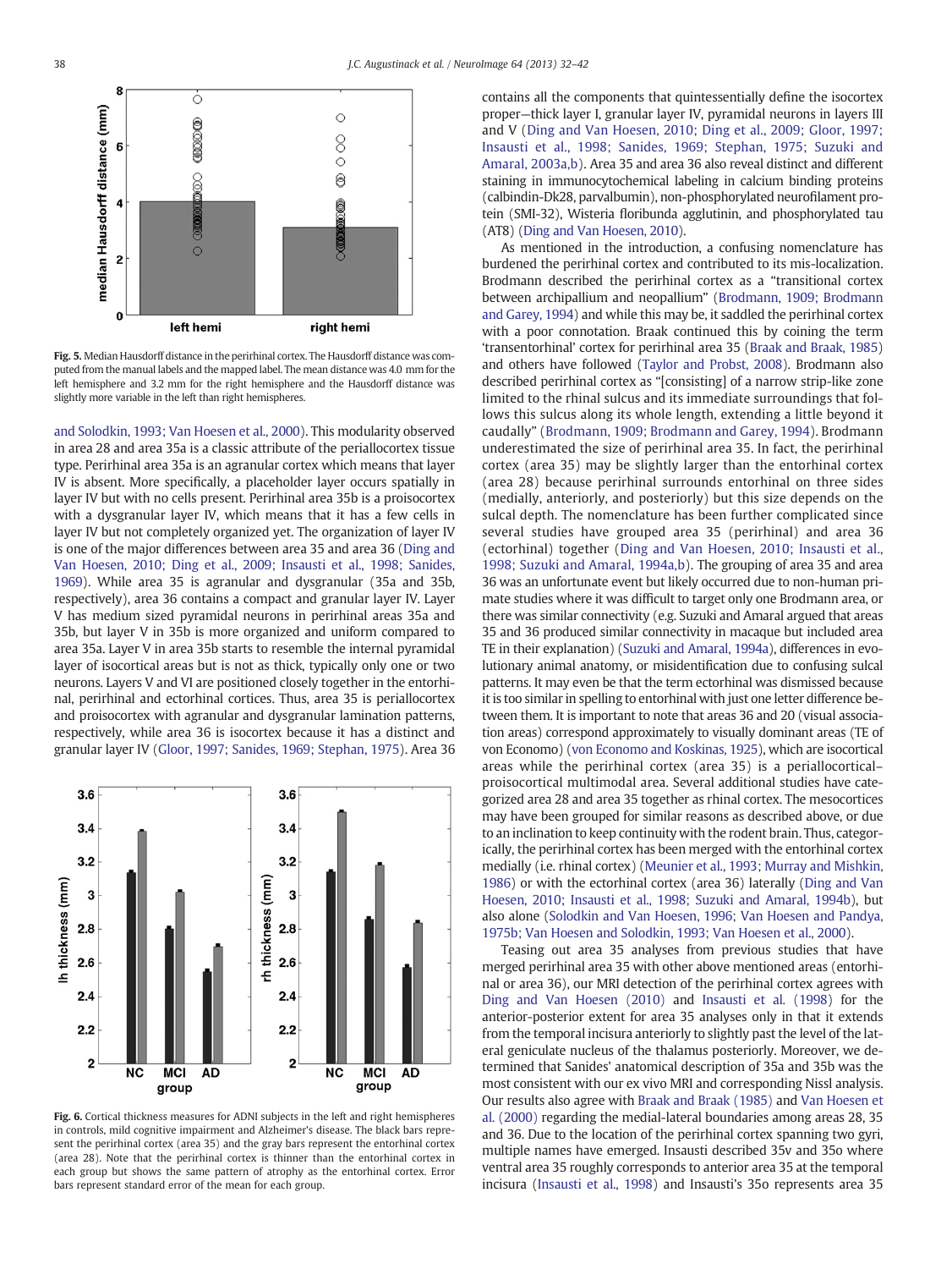Fig. 5. Median Hausdorff distance in the perirhinal cortex. The Hausdorff distance was computed from the manual labels and the mapped label. The mean distance was 4.0 mm for the left hemisphere and 3.2 mm for the right hemisphere and the Hausdorff distance was slightly more variable in the left than right hemispheres.

and Solodkin, 1993; Van Hoesen et al., 2000). This modularity observed in area 28 and area 35a is a classic attribute of the periallocortex tissue type. Perirhinal area 35a is an agranular cortex which means that layer IV is absent. More specifically, a placeholder layer occurs spatially in layer IV but with no cells present. Perirhinal area 35b is a proisocortex with a dysgranular layer IV, which means that it has a few cells in layer IV but not completely organized yet. The organization of layer IV is one of the major differences between area 35 and area 36 (Ding and Van Hoesen, 2010; Ding et al., 2009; Insausti et al., 1998; Sanides, 1969). While area 35 is agranular and dysgranular (35a and 35b, respectively), area 36 contains a compact and granular layer IV. Layer V has medium sized pyramidal neurons in perirhinal areas 35a and 35b, but layer V in 35b is more organized and uniform compared to area 35a. Layer V in area 35b starts to resemble the internal pyramidal layer of isocortical areas but is not as thick, typically only one or two neurons. Layers V and VI are positioned closely together in the entorhinal, perirhinal and ectorhinal cortices. Thus, area 35 is periallocortex and proisocortex with agranular and dysgranular lamination patterns, respectively, while area 36 is isocortex because it has a distinct and granular layer IV (Gloor, 1997; Sanides, 1969; Stephan, 1975). Area 36 contains all the components that quintessentially define the isocortex proper—thick layer I, granular layer IV, pyramidal neurons in layers III and V (Ding and Van Hoesen, 2010; Ding et al., 2009; Gloor, 1997; Insausti et al., 1998; Sanides, 1969; Stephan, 1975; Suzuki and Amaral, 2003a,b). Area 35 and area 36 also reveal distinct and different staining in immunocytochemical labeling in calcium binding proteins (calbindin-Dk28, parvalbumin), non-phosphorylated neurofilament protein (SMI-32), Wisteria floribunda agglutinin, and phosphorylated tau (AT8) (Ding and Van Hoesen, 2010).

As mentioned in the introduction, a confusing nomenclature has burdened the perirhinal cortex and contributed to its mis-localization. Brodmann described the perirhinal cortex as a "transitional cortex between archipallium and neopallium" (Brodmann, 1909; Brodmann and Garey, 1994) and while this may be, it saddled the perirhinal cortex with a poor connotation. Braak continued this by coining the term 'transentorhinal' cortex for perirhinal area 35 (Braak and Braak, 1985) and others have followed (Taylor and Probst, 2008). Brodmann also described perirhinal cortex as "[consisting] of a narrow strip-like zone limited to the rhinal sulcus and its immediate surroundings that follows this sulcus along its whole length, extending a little beyond it caudally" (Brodmann, 1909; Brodmann and Garey, 1994). Brodmann underestimated the size of perirhinal area 35. In fact, the perirhinal cortex (area 35) may be slightly larger than the entorhinal cortex (area 28) because perirhinal surrounds entorhinal on three sides (medially, anteriorly, and posteriorly) but this size depends on the sulcal depth. The nomenclature has been further complicated since several studies have grouped area 35 (perirhinal) and area 36 (ectorhinal) together (Ding and Van Hoesen, 2010; Insausti et al., 1998; Suzuki and Amaral, 1994a,b). The grouping of area 35 and area 36 was an unfortunate event but likely occurred due to non-human primate studies where it was difficult to target only one Brodmann area, or there was similar connectivity (e.g. Suzuki and Amaral argued that areas 35 and 36 produced similar connectivity in macaque but included area TE in their explanation) (Suzuki and Amaral, 1994a), differences in evolutionary animal anatomy, or misidentification due to confusing sulcal patterns. It may even be that the term ectorhinal was dismissed because it is too similar in spelling to entorhinal with just one letter difference between them. It is important to note that areas 36 and 20 (visual association areas) correspond approximately to visually dominant areas (TE of von Economo) (von Economo and Koskinas, 1925), which are isocortical areas while the perirhinal cortex (area 35) is a periallocortical–proisocortical multimodal area. Several additional studies have categorized area 28 and area 35 together as rhinal cortex. The mesocortices may have been grouped for similar reasons as described above, or due to an inclination to keep continuity with the rodent brain. Thus, categorically, the perirhinal cortex has been merged with the entorhinal cortex medially (i.e. rhinal cortex) (Meunier et al., 1993; Murray and Mishkin, 1986) or with the ectorhinal cortex (area 36) laterally (Ding and Van Hoesen, 2010; Insausti et al., 1998; Suzuki and Amaral, 1994b), but also alone (Solodkin and Van Hoesen, 1996; Van Hoesen and Pandya, 1975b; Van Hoesen and Solodkin, 1993; Van Hoesen et al., 2000).

Teasing out area 35 analyses from previous studies that have merged perirhinal area 35 with other above mentioned areas (entorhinal or area 36), our MRI detection of the perirhinal cortex agrees with Ding and Van Hoesen (2010) and Insausti et al. (1998) for the anterior-posterior extent for area 35 analyses only in that it extends from the temporal incisura anteriorly to slightly past the level of the lateral geniculate nucleus of the thalamus posteriorly. Moreover, we determined that Sanides' anatomical description of 35a and 35b was the most consistent with our ex vivo MRI and corresponding Nissl analysis. Our results also agree with Braak and Braak (1985) and Van Hoesen et al. (2000) regarding the medial-lateral boundaries among areas 28, 35 and 36. Due to the location of the perirhinal cortex spanning two gyri, multiple names have emerged. Insausti described 35v and 35o where ventral area 35 roughly corresponds to anterior area 35 at the temporal incisura (Insausti et al., 1998) and Insausti's 35o represents area 35

Fig. 6. Cortical thickness measures for ADNI subjects in the left and right hemispheres in controls, mild cognitive impairment and Alzheimer's disease. The black bars represent the perirhinal cortex (area 35) and the gray bars represent the entorhinal cortex (area 28). Note that the perirhinal cortex is thinner than the entorhinal cortex in each group but shows the same pattern of atrophy as the entorhinal cortex. Error bars represent standard error of the mean for each group.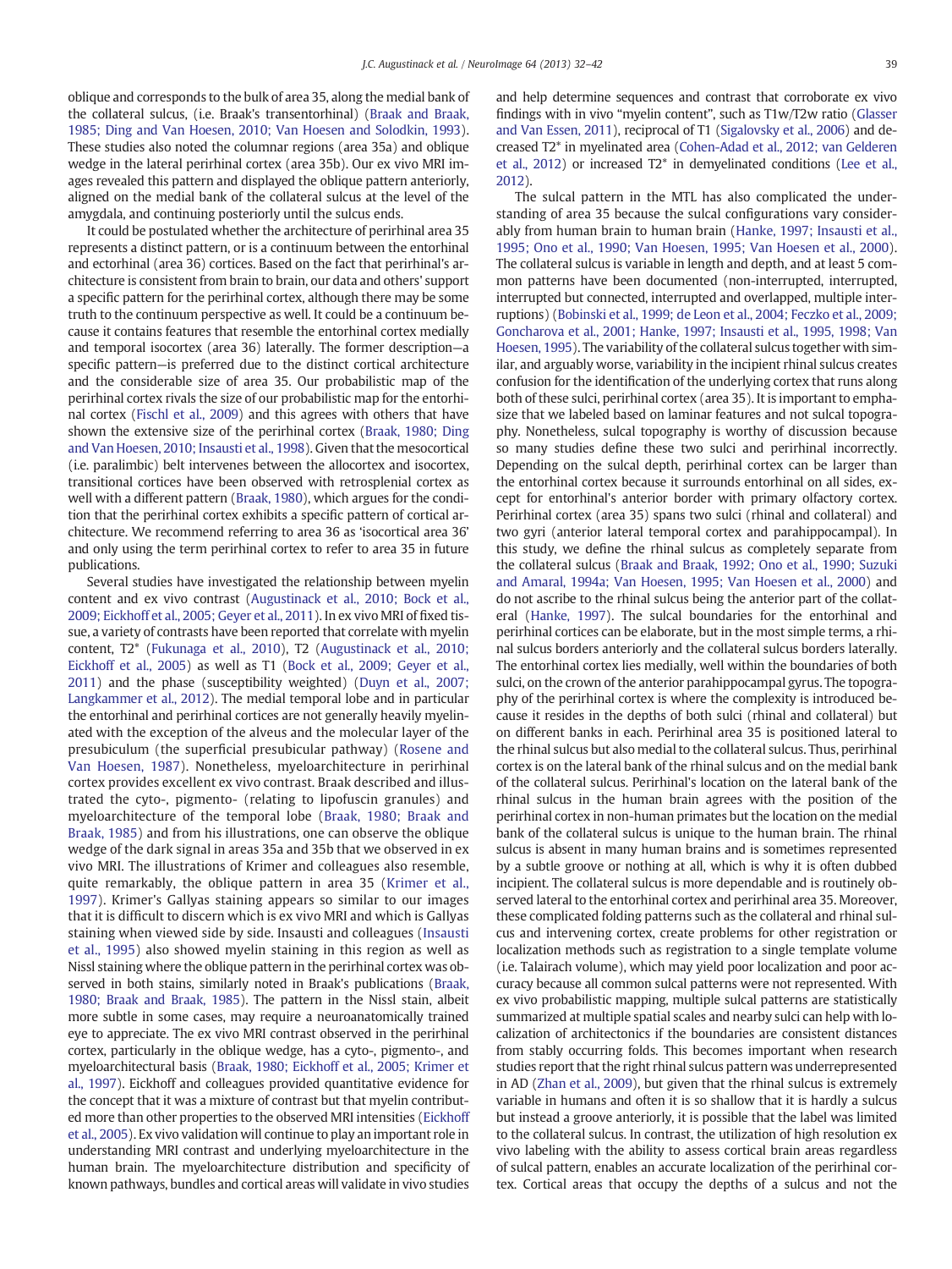oblique and corresponds to the bulk of area 35, along the medial bank of the collateral sulcus, (i.e. Braak's transentorhinal) (Braak and Braak, 1985; Ding and Van Hoesen, 2010; Van Hoesen and Solodkin, 1993). These studies also noted the columnar regions (area 35a) and oblique wedge in the lateral perirhinal cortex (area 35b). Our ex vivo MRI images revealed this pattern and displayed the oblique pattern anteriorly, aligned on the medial bank of the collateral sulcus at the level of the amygdala, and continuing posteriorly until the sulcus ends.

It could be postulated whether the architecture of perirhinal area 35 represents a distinct pattern, or is a continuum between the entorhinal and ectorhinal (area 36) cortices. Based on the fact that perirhinal's architecture is consistent from brain to brain, our data and others' support a specific pattern for the perirhinal cortex, although there may be some truth to the continuum perspective as well. It could be a continuum because it contains features that resemble the entorhinal cortex medially and temporal isocortex (area 36) laterally. The former description—a specific pattern—is preferred due to the distinct cortical architecture and the considerable size of area 35. Our probabilistic map of the perirhinal cortex rivals the size of our probabilistic map for the entorhinal cortex (Fischl et al., 2009) and this agrees with others that have shown the extensive size of the perirhinal cortex (Braak, 1980; Ding and Van Hoesen, 2010; Insausti et al., 1998). Given that the mesocortical (i.e. paralimbic) belt intervenes between the allocortex and isocortex, transitional cortices have been observed with retrosplenial cortex as well with a different pattern (Braak, 1980), which argues for the condition that the perirhinal cortex exhibits a specific pattern of cortical architecture. We recommend referring to area 36 as 'isocortical area 36' and only using the term perirhinal cortex to refer to area 35 in future publications.

Several studies have investigated the relationship between myelin content and ex vivo contrast (Augustinack et al., 2010; Bock et al., 2009; Eickhoff et al., 2005; Geyer et al., 2011). In ex vivo MRI of fixed tissue, a variety of contrasts have been reported that correlate with myelin content, T2* (Fukunaga et al., 2010), T2 (Augustinack et al., 2010; Eickhoff et al., 2005) as well as T1 (Bock et al., 2009; Geyer et al., 2011) and the phase (susceptibility weighted) (Duyn et al., 2007; Langkammer et al., 2012). The medial temporal lobe and in particular the entorhinal and perirhinal cortices are not generally heavily myelinated with the exception of the alveus and the molecular layer of the presubiculum (the superficial presubicular pathway) (Rosene and Van Hoesen, 1987). Nonetheless, myeloarchitecture in perirhinal cortex provides excellent ex vivo contrast. Braak described and illustrated the cyto-, pigmento- (relating to lipofuscin granules) and myeloarchitecture of the temporal lobe (Braak, 1980; Braak and Braak, 1985) and from his illustrations, one can observe the oblique wedge of the dark signal in areas 35a and 35b that we observed in ex vivo MRI. The illustrations of Krimer and colleagues also resemble, quite remarkably, the oblique pattern in area 35 (Krimer et al., 1997). Krimer's Gallyas staining appears so similar to our images that it is difficult to discern which is ex vivo MRI and which is Gallyas staining when viewed side by side. Insausti and colleagues (Insausti et al., 1995) also showed myelin staining in this region as well as Nissl staining where the oblique pattern in the perirhinal cortex was observed in both stains, similarly noted in Braak's publications (Braak, 1980; Braak and Braak, 1985). The pattern in the Nissl stain, albeit more subtle in some cases, may require a neuroanatomically trained eye to appreciate. The ex vivo MRI contrast observed in the perirhinal cortex, particularly in the oblique wedge, has a cyto-, pigmento-, and myeloarchitectural basis (Braak, 1980; Eickhoff et al., 2005; Krimer et al., 1997). Eickhoff and colleagues provided quantitative evidence for the concept that it was a mixture of contrast but that myelin contributed more than other properties to the observed MRI intensities (Eickhoff et al., 2005). Ex vivo validation will continue to play an important role in understanding MRI contrast and underlying myeloarchitecture in the human brain. The myeloarchitecture distribution and specificity of known pathways, bundles and cortical areas will validate in vivo studies and help determine sequences and contrast that corroborate ex vivo findings with in vivo "myelin content", such as T1w/T2w ratio (Glasser and Van Essen, 2011), reciprocal of T1 (Sigalovsky et al., 2006) and decreased T2* in myelinated area (Cohen-Adad et al., 2012; van Gelderen et al., 2012) or increased T2* in demyelinated conditions (Lee et al., 2012).

The sulcal pattern in the MTL has also complicated the understanding of area 35 because the sulcal configurations vary considerably from human brain to human brain (Hanke, 1997; Insausti et al., 1995; Ono et al., 1990; Van Hoesen, 1995; Van Hoesen et al., 2000). The collateral sulcus is variable in length and depth, and at least 5 common patterns have been documented (non-interrupted, interrupted, interrupted but connected, interrupted and overlapped, multiple interruptions) (Bobinski et al., 1999; de Leon et al., 2004; Feczko et al., 2009; Goncharova et al., 2001; Hanke, 1997; Insausti et al., 1995, 1998; Van Hoesen, 1995). The variability of the collateral sulcus together with similar, and arguably worse, variability in the incipient rhinal sulcus creates confusion for the identification of the underlying cortex that runs along both of these sulci, perirhinal cortex (area 35). It is important to emphasize that we labeled based on laminar features and not sulcal topography. Nonetheless, sulcal topography is worthy of discussion because so many studies define these two sulci and perirhinal incorrectly. Depending on the sulcal depth, perirhinal cortex can be larger than the entorhinal cortex because it surrounds entorhinal on all sides, except for entorhinal's anterior border with primary olfactory cortex. Perirhinal cortex (area 35) spans two sulci (rhinal and collateral) and two gyri (anterior lateral temporal cortex and parahippocampal). In this study, we define the rhinal sulcus as completely separate from the collateral sulcus (Braak and Braak, 1992; Ono et al., 1990; Suzuki and Amaral, 1994a; Van Hoesen, 1995; Van Hoesen et al., 2000) and do not ascribe to the rhinal sulcus being the anterior part of the collateral (Hanke, 1997). The sulcal boundaries for the entorhinal and perirhinal cortices can be elaborate, but in the most simple terms, a rhinal sulcus borders anteriorly and the collateral sulcus borders laterally. The entorhinal cortex lies medially, well within the boundaries of both sulci, on the crown of the anterior parahippocampal gyrus. The topography of the perirhinal cortex is where the complexity is introduced because it resides in the depths of both sulci (rhinal and collateral) but on different banks in each. Perirhinal area 35 is positioned lateral to the rhinal sulcus but also medial to the collateral sulcus. Thus, perirhinal cortex is on the lateral bank of the rhinal sulcus and on the medial bank of the collateral sulcus. Perirhinal's location on the lateral bank of the rhinal sulcus in the human brain agrees with the position of the perirhinal cortex in non-human primates but the location on the medial bank of the collateral sulcus is unique to the human brain. The rhinal sulcus is absent in many human brains and is sometimes represented by a subtle groove or nothing at all, which is why it is often dubbed incipient. The collateral sulcus is more dependable and is routinely observed lateral to the entorhinal cortex and perirhinal area 35. Moreover, these complicated folding patterns such as the collateral and rhinal sulcus and intervening cortex, create problems for other registration or localization methods such as registration to a single template volume (i.e. Talairach volume), which may yield poor localization and poor accuracy because all common sulcal patterns were not represented. With ex vivo probabilistic mapping, multiple sulcal patterns are statistically summarized at multiple spatial scales and nearby sulci can help with localization of architectonics if the boundaries are consistent distances from stably occurring folds. This becomes important when research studies report that the right rhinal sulcus pattern was underrepresented in AD (Zhan et al., 2009), but given that the rhinal sulcus is extremely variable in humans and often it is so shallow that it is hardly a sulcus but instead a groove anteriorly, it is possible that the label was limited to the collateral sulcus. In contrast, the utilization of high resolution ex vivo labeling with the ability to assess cortical brain areas regardless of sulcal pattern, enables an accurate localization of the perirhinal cortex. Cortical areas that occupy the depths of a sulcus and not the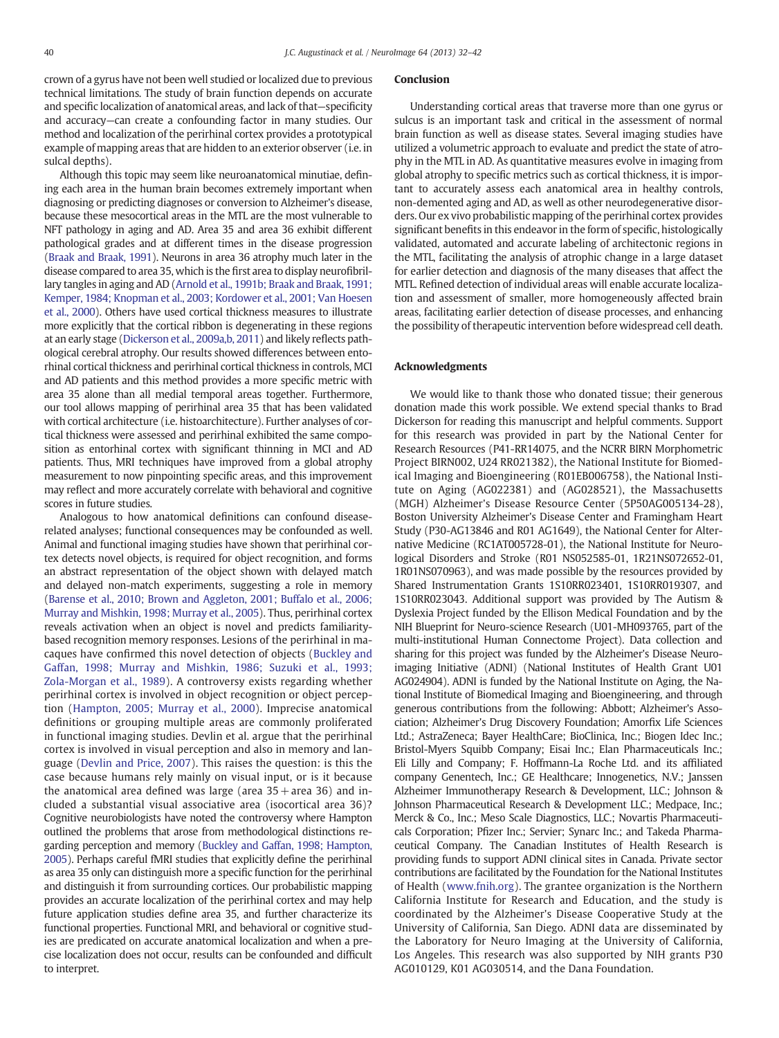crown of a gyrus have not been well studied or localized due to previous technical limitations. The study of brain function depends on accurate and specific localization of anatomical areas, and lack of that—specificity and accuracy—can create a confounding factor in many studies. Our method and localization of the perirhinal cortex provides a prototypical example of mapping areas that are hidden to an exterior observer (i.e. in sulcal depths).

Although this topic may seem like neuroanatomical minutiae, defining each area in the human brain becomes extremely important when diagnosing or predicting diagnoses or conversion to Alzheimer's disease, because these mesocortical areas in the MTL are the most vulnerable to NFT pathology in aging and AD. Area 35 and area 36 exhibit different pathological grades and at different times in the disease progression (Braak and Braak, 1991). Neurons in area 36 atrophy much later in the disease compared to area 35, which is the first area to display neurofibrillary tangles in aging and AD (Arnold et al., 1991b; Braak and Braak, 1991; Kemper, 1984; Knopman et al., 2003; Kordower et al., 2001; Van Hoesen et al., 2000). Others have used cortical thickness measures to illustrate more explicitly that the cortical ribbon is degenerating in these regions at an early stage (Dickerson et al., 2009a,b, 2011) and likely reflects pathological cerebral atrophy. Our results showed differences between entorhinal cortical thickness and perirhinal cortical thickness in controls, MCI and AD patients and this method provides a more specific metric with area 35 alone than all medial temporal areas together. Furthermore, our tool allows mapping of perirhinal area 35 that has been validated with cortical architecture (i.e. histoarchitecture). Further analyses of cortical thickness were assessed and perirhinal exhibited the same composition as entorhinal cortex with significant thinning in MCI and AD patients. Thus, MRI techniques have improved from a global atrophy measurement to now pinpointing specific areas, and this improvement may reflect and more accurately correlate with behavioral and cognitive scores in future studies.

Analogous to how anatomical definitions can confound disease-related analyses; functional consequences may be confounded as well. Animal and functional imaging studies have shown that perirhinal cortex detects novel objects, is required for object recognition, and forms an abstract representation of the object shown with delayed match and delayed non-match experiments, suggesting a role in memory (Barense et al., 2010; Brown and Aggleton, 2001; Buffalo et al., 2006; Murray and Mishkin, 1998; Murray et al., 2005). Thus, perirhinal cortex reveals activation when an object is novel and predicts familiarity-based recognition memory responses. Lesions of the perirhinal in macaques have confirmed this novel detection of objects (Buckley and Gaffan, 1998; Murray and Mishkin, 1986; Suzuki et al., 1993; Zola-Morgan et al., 1989). A controversy exists regarding whether perirhinal cortex is involved in object recognition or object perception (Hampton, 2005; Murray et al., 2000). Imprecise anatomical definitions or grouping multiple areas are commonly proliferated in functional imaging studies. Devlin et al. argue that the perirhinal cortex is involved in visual perception and also in memory and language (Devlin and Price, 2007). This raises the question: is this the case because humans rely mainly on visual input, or is it because the anatomical area defined was large (area 35 + area 36) and included a substantial visual associative area (isocortical area 36)? Cognitive neurobiologists have noted the controversy where Hampton outlined the problems that arose from methodological distinctions regarding perception and memory (Buckley and Gaffan, 1998; Hampton, 2005). Perhaps careful fMRI studies that explicitly define the perirhinal as area 35 only can distinguish more a specific function for the perirhinal and distinguish it from surrounding cortices. Our probabilistic mapping provides an accurate localization of the perirhinal cortex and may help future application studies define area 35, and further characterize its functional properties. Functional MRI, and behavioral or cognitive studies are predicated on accurate anatomical localization and when a precise localization does not occur, results can be confounded and difficult to interpret.

## Conclusion

Understanding cortical areas that traverse more than one gyrus or sulcus is an important task and critical in the assessment of normal brain function as well as disease states. Several imaging studies have utilized a volumetric approach to evaluate and predict the state of atrophy in the MTL in AD. As quantitative measures evolve in imaging from global atrophy to specific metrics such as cortical thickness, it is important to accurately assess each anatomical area in healthy controls, non-demented aging and AD, as well as other neurodegenerative disorders. Our ex vivo probabilistic mapping of the perirhinal cortex provides significant benefits in this endeavor in the form of specific, histologically validated, automated and accurate labeling of architectonic regions in the MTL, facilitating the analysis of atrophic change in a large dataset for earlier detection and diagnosis of the many diseases that affect the MTL. Refined detection of individual areas will enable accurate localization and assessment of smaller, more homogeneously affected brain areas, facilitating earlier detection of disease processes, and enhancing the possibility of therapeutic intervention before widespread cell death.

## Acknowledgments

We would like to thank those who donated tissue; their generous donation made this work possible. We extend special thanks to Brad Dickerson for reading this manuscript and helpful comments. Support for this research was provided in part by the National Center for Research Resources (P41-RR14075, and the NCRR BIRN Morphometric Project BIRN002, U24 RR021382), the National Institute for Biomedical Imaging and Bioengineering (R01EB006758), the National Institute on Aging (AG022381) and (AG028521), the Massachusetts (MGH) Alzheimer's Disease Resource Center (5P50AG005134-28), Boston University Alzheimer's Disease Center and Framingham Heart Study (P30-AG13846 and R01 AG1649), the National Center for Alternative Medicine (RC1AT005728-01), the National Institute for Neurological Disorders and Stroke (R01 NS052585-01, 1R21NS072652-01, 1R01NS070963), and was made possible by the resources provided by Shared Instrumentation Grants 1S10RR023401, 1S10RR019307, and 1S10RR023043. Additional support was provided by The Autism & Dyslexia Project funded by the Ellison Medical Foundation and by the NIH Blueprint for Neuro-science Research (U01-MH093765, part of the multi-institutional Human Connectome Project). Data collection and sharing for this project was funded by the Alzheimer's Disease Neuroimaging Initiative (ADNI) (National Institutes of Health Grant U01 AG024904). ADNI is funded by the National Institute on Aging, the National Institute of Biomedical Imaging and Bioengineering, and through generous contributions from the following: Abbott; Alzheimer's Association; Alzheimer's Drug Discovery Foundation; Amorfix Life Sciences Ltd.; AstraZeneca; Bayer HealthCare; BioClinica, Inc.; Biogen Idec Inc.; Bristol-Myers Squibb Company; Eisai Inc.; Elan Pharmaceuticals Inc.; Eli Lilly and Company; F. Hoffmann-La Roche Ltd. and its affiliated company Genentech, Inc.; GE Healthcare; Innogenetics, N.V.; Janssen Alzheimer Immunotherapy Research & Development, LLC.; Johnson & Johnson Pharmaceutical Research & Development LLC.; Medpace, Inc.; Merck & Co., Inc.; Meso Scale Diagnostics, LLC.; Novartis Pharmaceuticals Corporation; Pfizer Inc.; Servier; Synarc Inc.; and Takeda Pharmaceutical Company. The Canadian Institutes of Health Research is providing funds to support ADNI clinical sites in Canada. Private sector contributions are facilitated by the Foundation for the National Institutes of Health (www.fnih.org). The grantee organization is the Northern California Institute for Research and Education, and the study is coordinated by the Alzheimer's Disease Cooperative Study at the University of California, San Diego. ADNI data are disseminated by the Laboratory for Neuro Imaging at the University of California, Los Angeles. This research was also supported by NIH grants P30 AG010129, K01 AG030514, and the Dana Foundation.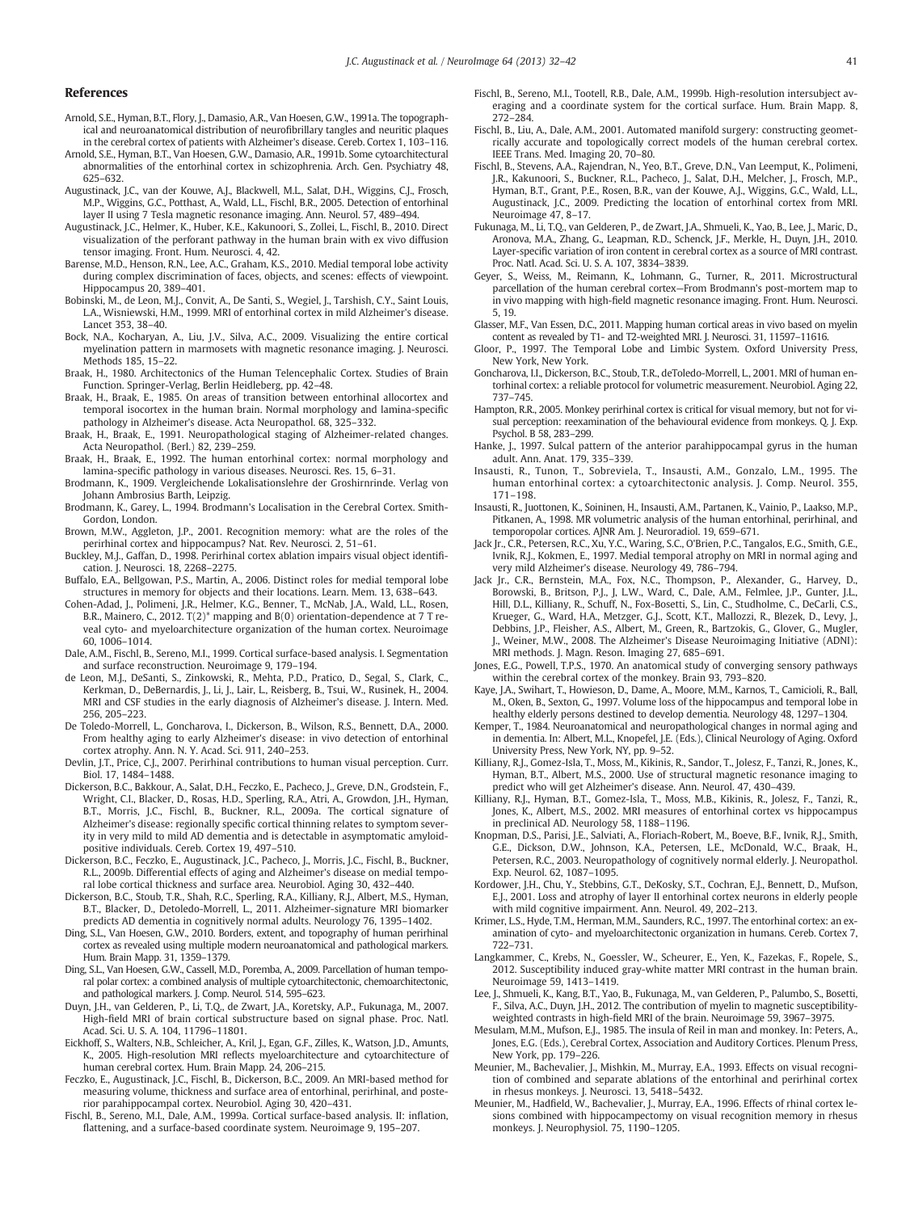## References

Arnold, S.E., Hyman, B.T., Flory, J., Damasio, A.R., Van Hoesen, G.W., 1991a. The topographical and neuroanatomical distribution of neurofibrillary tangles and neuritic plaques in the cerebral cortex of patients with Alzheimer's disease. Cereb. Cortex 1, 103–116.

Arnold, S.E., Hyman, B.T., Van Hoesen, G.W., Damasio, A.R., 1991b. Some cytoarchitectural abnormalities of the entorhinal cortex in schizophrenia. Arch. Gen. Psychiatry 48, 625–632.

Augustinack, J.C., van der Kouwe, A.J., Blackwell, M.L., Salat, D.H., Wiggins, C.J., Frosch, M.P., Wiggins, G.C., Potthast, A., Wald, L.L., Fischl, B.R., 2005. Detection of entorhinal layer II using 7 Tesla magnetic resonance imaging. Ann. Neurol. 57, 489–494.

Augustinack, J.C., Helmer, K., Huber, K.E., Kakunoori, S., Zollei, L., Fischl, B., 2010. Direct visualization of the perforant pathway in the human brain with ex vivo diffusion tensor imaging. Front. Hum. Neurosci. 4, 42.

Barense, M.D., Henson, R.N., Lee, A.C., Graham, K.S., 2010. Medial temporal lobe activity during complex discrimination of faces, objects, and scenes: effects of viewpoint. Hippocampus 20, 389–401.

Bobinski, M., de Leon, M.J., Convit, A., De Santi, S., Wegiel, J., Tarshish, C.Y., Saint Louis, L.A., Wisniewski, H.M., 1999. MRI of entorhinal cortex in mild Alzheimer's disease. Lancet 353, 38–40.

Bock, N.A., Kocharyan, A., Liu, J.V., Silva, A.C., 2009. Visualizing the entire cortical myelination pattern in marmosets with magnetic resonance imaging. J. Neurosci. Methods 185, 15–22.

Braak, H., 1980. Architectonics of the Human Telencephalic Cortex. Studies of Brain Function. Springer-Verlag, Berlin Heidleberg, pp. 42–48.

Braak, H., Braak, E., 1985. On areas of transition between entorhinal allocortex and temporal isocortex in the human brain. Normal morphology and lamina-specific pathology in Alzheimer's disease. Acta Neuropathol. 68, 325–332.

Braak, H., Braak, E., 1991. Neuropathological staging of Alzheimer-related changes. Acta Neuropathol. (Berl.) 82, 239–259.

Braak, H., Braak, E., 1992. The human entorhinal cortex: normal morphology and lamina-specific pathology in various diseases. Neurosci. Res. 15, 6–31.

Brodmann, K., 1909. Vergleichende Lokalisationslehre der Groshirnrinde. Verlag von Johann Ambrosius Barth, Leipzig.

Brodmann, K., Garey, L., 1994. Brodmann's Localisation in the Cerebral Cortex. Smith-Gordon, London.

Brown, M.W., Aggleton, J.P., 2001. Recognition memory: what are the roles of the perirhinal cortex and hippocampus? Nat. Rev. Neurosci. 2, 51–61.

Buckley, M.J., Gaffan, D., 1998. Perirhinal cortex ablation impairs visual object identification. J. Neurosci. 18, 2268–2275.

Buffalo, E.A., Bellgowan, P.S., Martin, A., 2006. Distinct roles for medial temporal lobe structures in memory for objects and their locations. Learn. Mem. 13, 638–643.

Cohen-Adad, J., Polimeni, J.R., Helmer, K.G., Benner, T., McNab, J.A., Wald, L.L., Rosen, B.R., Mainero, C., 2012. T(2)* mapping and B(0) orientation-dependence at 7 T reveal cyto- and myeloarchitecture organization of the human cortex. Neuroimage 60, 1006–1014.

Dale, A.M., Fischl, B., Sereno, M.I., 1999. Cortical surface-based analysis. I. Segmentation and surface reconstruction. Neuroimage 9, 179–194.

de Leon, M.J., DeSanti, S., Zinkowski, R., Mehta, P.D., Pratico, D., Segal, S., Clark, C., Kerkman, D., DeBernardis, J., Li, J., Lair, L., Reisberg, B., Tsui, W., Rusinek, H., 2004. MRI and CSF studies in the early diagnosis of Alzheimer's disease. J. Intern. Med. 256, 205–223.

De Toledo-Morrell, L., Goncharova, I., Dickerson, B., Wilson, R.S., Bennett, D.A., 2000. From healthy aging to early Alzheimer's disease: in vivo detection of entorhinal cortex atrophy. Ann. N. Y. Acad. Sci. 911, 240–253.

Devlin, J.T., Price, C.J., 2007. Perirhinal contributions to human visual perception. Curr. Biol. 17, 1484–1488.

Dickerson, B.C., Bakkour, A., Salat, D.H., Feczko, E., Pacheco, J., Greve, D.N., Grodstein, F., Wright, C.I., Blacker, D., Rosas, H.D., Sperling, R.A., Atri, A., Growdon, J.H., Hyman, B.T., Morris, J.C., Fischl, B., Buckner, R.L., 2009a. The cortical signature of Alzheimer's disease: regionally specific cortical thinning relates to symptom severity in very mild to mild AD dementia and is detectable in asymptomatic amyloid-positive individuals. Cereb. Cortex 19, 497–510.

Dickerson, B.C., Feczko, E., Augustinack, J.C., Pacheco, J., Morris, J.C., Fischl, B., Buckner, R.L., 2009b. Differential effects of aging and Alzheimer's disease on medial temporal lobe cortical thickness and surface area. Neurobiol. Aging 30, 432–440.

Dickerson, B.C., Stoub, T.R., Shah, R.C., Sperling, R.A., Killiany, R.J., Albert, M.S., Hyman, B.T., Blacker, D., Detoledo-Morrell, L., 2011. Alzheimer-signature MRI biomarker predicts AD dementia in cognitively normal adults. Neurology 76, 1395–1402.

Ding, S.L., Van Hoesen, G.W., 2010. Borders, extent, and topography of human perirhinal cortex as revealed using multiple modern neuroanatomical and pathological markers. Hum. Brain Mapp. 31, 1359–1379.

Ding, S.L., Van Hoesen, G.W., Cassell, M.D., Poremba, A., 2009. Parcellation of human temporal polar cortex: a combined analysis of multiple cytoarchitectonic, chemoarchitectonic, and pathological markers. J. Comp. Neurol. 514, 595–623.

Duyn, J.H., van Gelderen, P., Li, T.Q., de Zwart, J.A., Koretsky, A.P., Fukunaga, M., 2007. High-field MRI of brain cortical substructure based on signal phase. Proc. Natl. Acad. Sci. U. S. A. 104, 11796–11801.

Eickhoff, S., Walters, N.B., Schleicher, A., Kril, J., Egan, G.F., Zilles, K., Watson, J.D., Amunts, K., 2005. High-resolution MRI reflects myeloarchitecture and cytoarchitecture of human cerebral cortex. Hum. Brain Mapp. 24, 206–215.

Feczko, E., Augustinack, J.C., Fischl, B., Dickerson, B.C., 2009. An MRI-based method for measuring volume, thickness and surface area of entorhinal, perirhinal, and posterior parahippocampal cortex. Neurobiol. Aging 30, 420–431.

Fischl, B., Sereno, M.I., Dale, A.M., 1999a. Cortical surface-based analysis. II: inflation, flattening, and a surface-based coordinate system. Neuroimage 9, 195–207.

Fischl, B., Sereno, M.I., Tootell, R.B., Dale, A.M., 1999b. High-resolution intersubject averaging and a coordinate system for the cortical surface. Hum. Brain Mapp. 8, 272–284.

Fischl, B., Liu, A., Dale, A.M., 2001. Automated manifold surgery: constructing geometrically accurate and topologically correct models of the human cerebral cortex. IEEE Trans. Med. Imaging 20, 70–80.

Fischl, B., Stevens, A.A., Rajendran, N., Yeo, B.T., Greve, D.N., Van Leemput, K., Polimeni, J.R., Kakunoori, S., Buckner, R.L., Pacheco, J., Salat, D.H., Melcher, J., Frosch, M.P., Hyman, B.T., Grant, P.E., Rosen, B.R., van der Kouwe, A.J., Wiggins, G.C., Wald, L.L., Augustinack, J.C., 2009. Predicting the location of entorhinal cortex from MRI. Neuroimage 47, 8–17.

Fukunaga, M., Li, T.Q., van Gelderen, P., de Zwart, J.A., Shmueli, K., Yao, B., Lee, J., Maric, D., Aronova, M.A., Zhang, G., Leapman, R.D., Schenck, J.F., Merkle, H., Duyn, J.H., 2010. Layer-specific variation of iron content in cerebral cortex as a source of MRI contrast. Proc. Natl. Acad. Sci. U. S. A. 107, 3834–3839.

Geyer, S., Weiss, M., Reimann, K., Lohmann, G., Turner, R., 2011. Microstructural parcellation of the human cerebral cortex—From Brodmann's post-mortem map to in vivo mapping with high-field magnetic resonance imaging. Front. Hum. Neurosci. 5, 19.

Glasser, M.F., Van Essen, D.C., 2011. Mapping human cortical areas in vivo based on myelin content as revealed by T1- and T2-weighted MRI. J. Neurosci. 31, 11597–11616.

Gloor, P., 1997. The Temporal Lobe and Limbic System. Oxford University Press, New York, New York.

Goncharova, I.I., Dickerson, B.C., Stoub, T.R., deToledo-Morrell, L., 2001. MRI of human entorhinal cortex: a reliable protocol for volumetric measurement. Neurobiol. Aging 22, 737–745.

Hampton, R.R., 2005. Monkey perirhinal cortex is critical for visual memory, but not for visual perception: reexamination of the behavioural evidence from monkeys. Q. J. Exp. Psychol. B 58, 283–299.

Hanke, J., 1997. Sulcal pattern of the anterior parahippocampal gyrus in the human adult. Ann. Anat. 179, 335–339.

Insausti, R., Tunon, T., Sobreviela, T., Insausti, A.M., Gonzalo, L.M., 1995. The human entorhinal cortex: a cytoarchitectonic analysis. J. Comp. Neurol. 355, 171–198.

Insausti, R., Juottonen, K., Soininen, H., Insausti, A.M., Partanen, K., Vainio, P., Laakso, M.P., Pitkanen, A., 1998. MR volumetric analysis of the human entorhinal, perirhinal, and temporopolar cortices. AJNR Am. J. Neuroradiol. 19, 659–671.

Jack Jr., C.R., Petersen, R.C., Xu, Y.C., Waring, S.C., O'Brien, P.C., Tangalos, E.G., Smith, G.E., Ivnik, R.J., Kokmen, E., 1997. Medial temporal atrophy on MRI in normal aging and very mild Alzheimer's disease. Neurology 49, 786–794.

Jack Jr., C.R., Bernstein, M.A., Fox, N.C., Thompson, P., Alexander, G., Harvey, D., Borowski, B., Britson, P.J., J, L.W., Ward, C., Dale, A.M., Felmlee, J.P., Gunter, J.L., Hill, D.L., Killiany, R., Schuff, N., Fox-Bosetti, S., Lin, C., Studholme, C., DeCarli, C.S., Krueger, G., Ward, H.A., Metzger, G.J., Scott, K.T., Mallozzi, R., Blezek, D., Levy, J., Debbins, J.P., Fleisher, A.S., Albert, M., Green, R., Bartzokis, G., Glover, G., Mugler, J., Weiner, M.W., 2008. The Alzheimer's Disease Neuroimaging Initiative (ADNI): MRI methods. J. Magn. Reson. Imaging 27, 685–691.

Jones, E.G., Powell, T.P.S., 1970. An anatomical study of converging sensory pathways within the cerebral cortex of the monkey. Brain 93, 793–820.

Kaye, J.A., Swihart, T., Howieson, D., Dame, A., Moore, M.M., Karnos, T., Camicioli, R., Ball, M., Oken, B., Sexton, G., 1997. Volume loss of the hippocampus and temporal lobe in healthy elderly persons destined to develop dementia. Neurology 48, 1297–1304.

Kemper, T., 1984. Neuroanatomical and neuropathological changes in normal aging and in dementia. In: Albert, M.L., Knopefel, J.E. (Eds.), Clinical Neurology of Aging. Oxford University Press, New York, NY, pp. 9–52.

Killiany, R.J., Gomez-Isla, T., Moss, M., Kikinis, R., Sandor, T., Jolesz, F., Tanzi, R., Jones, K., Hyman, B.T., Albert, M.S., 2000. Use of structural magnetic resonance imaging to predict who will get Alzheimer's disease. Ann. Neurol. 47, 430–439.

Killiany, R.J., Hyman, B.T., Gomez-Isla, T., Moss, M.B., Kikinis, R., Jolesz, F., Tanzi, R., Jones, K., Albert, M.S., 2002. MRI measures of entorhinal cortex vs hippocampus in preclinical AD. Neurology 58, 1188–1196.

Knopman, D.S., Parisi, J.E., Salviati, A., Floriach-Robert, M., Boeve, B.F., Ivnik, R.J., Smith, G.E., Dickson, D.W., Johnson, K.A., Petersen, L.E., McDonald, W.C., Braak, H., Petersen, R.C., 2003. Neuropathology of cognitively normal elderly. J. Neuropathol. Exp. Neurol. 62, 1087–1095.

Kordower, J.H., Chu, Y., Stebbins, G.T., DeKosky, S.T., Cochran, E.J., Bennett, D., Mufson, E.J., 2001. Loss and atrophy of layer II entorhinal cortex neurons in elderly people with mild cognitive impairment. Ann. Neurol. 49, 202–213.

Krimer, L.S., Hyde, T.M., Herman, M.M., Saunders, R.C., 1997. The entorhinal cortex: an examination of cyto- and myeloarchitectonic organization in humans. Cereb. Cortex 7, 722–731.

Langkammer, C., Krebs, N., Goessler, W., Scheurer, E., Yen, K., Fazekas, F., Ropele, S., 2012. Susceptibility induced gray-white matter MRI contrast in the human brain. Neuroimage 59, 1413–1419.

Lee, J., Shmueli, K., Kang, B.T., Yao, B., Fukunaga, M., van Gelderen, P., Palumbo, S., Bosetti, F., Silva, A.C., Duyn, J.H., 2012. The contribution of myelin to magnetic susceptibility-weighted contrasts in high-field MRI of the brain. Neuroimage 59, 3967–3975.

Mesulam, M.M., Mufson, E.J., 1985. The insula of Reil in man and monkey. In: Peters, A., Jones, E.G. (Eds.), Cerebral Cortex, Association and Auditory Cortices. Plenum Press, New York, pp. 179–226.

Meunier, M., Bachevalier, J., Mishkin, M., Murray, E.A., 1993. Effects on visual recognition of combined and separate ablations of the entorhinal and perirhinal cortex in rhesus monkeys. J. Neurosci. 13, 5418–5432.

Meunier, M., Hadfield, W., Bachevalier, J., Murray, E.A., 1996. Effects of rhinal cortex lesions combined with hippocampectomy on visual recognition memory in rhesus monkeys. J. Neurophysiol. 75, 1190–1205.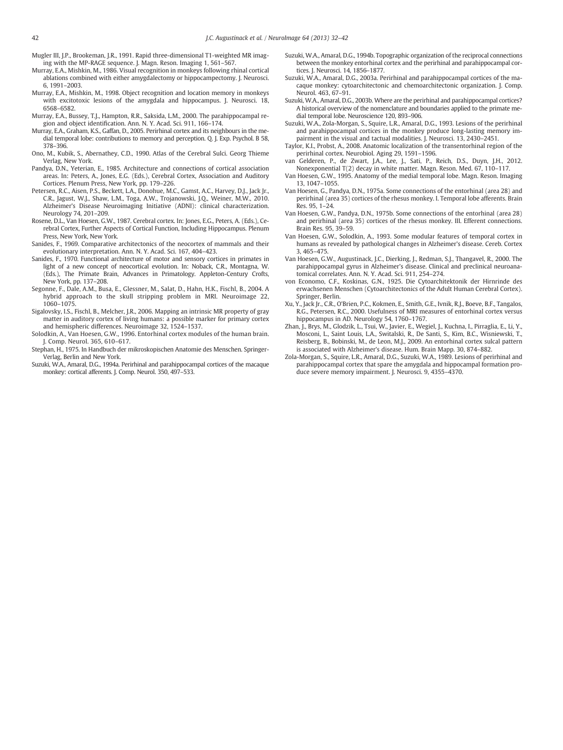Mugler III, J.P., Brookeman, J.R., 1991. Rapid three-dimensional T1-weighted MR imaging with the MP-RAGE sequence. J. Magn. Reson. Imaging 1, 561–567.

Murray, E.A., Mishkin, M., 1986. Visual recognition in monkeys following rhinal cortical ablations combined with either amygdalectomy or hippocampectomy. J. Neurosci. 6, 1991–2003.

Murray, E.A., Mishkin, M., 1998. Object recognition and location memory in monkeys with excitotoxic lesions of the amygdala and hippocampus. J. Neurosci. 18, 6568–6582.

Murray, E.A., Bussey, T.J., Hampton, R.R., Saksida, L.M., 2000. The parahippocampal region and object identification. Ann. N. Y. Acad. Sci. 911, 166–174.

Murray, E.A., Graham, K.S., Gaffan, D., 2005. Perirhinal cortex and its neighbours in the medial temporal lobe: contributions to memory and perception. Q. J. Exp. Psychol. B 58, 378–396.

Ono, M., Kubik, S., Abernathey, C.D., 1990. Atlas of the Cerebral Sulci. Georg Thieme Verlag, New York.

Pandya, D.N., Yeterian, E., 1985. Architecture and connections of cortical association areas. In: Peters, A., Jones, E.G. (Eds.), Cerebral Cortex, Association and Auditory Cortices. Plenum Press, New York, pp. 179–226.

Petersen, R.C., Aisen, P.S., Beckett, L.A., Donohue, M.C., Gamst, A.C., Harvey, D.J., Jack Jr., C.R., Jagust, W.J., Shaw, L.M., Toga, A.W., Trojanowski, J.Q., Weiner, M.W., 2010. Alzheimer's Disease Neuroimaging Initiative (ADNI): clinical characterization. Neurology 74, 201–209.

Rosene, D.L., Van Hoesen, G.W., 1987. Cerebral cortex. In: Jones, E.G., Peters, A. (Eds.), Cerebral Cortex, Further Aspects of Cortical Function, Including Hippocampus. Plenum Press, New York, New York.

Sanides, F., 1969. Comparative architectonics of the neocortex of mammals and their evolutionary interpretation. Ann. N. Y. Acad. Sci. 167, 404–423.

Sanides, F., 1970. Functional architecture of motor and sensory cortices in primates in light of a new concept of neocortical evolution. In: Noback, C.R., Montagna, W. (Eds.), The Primate Brain, Advances in Primatology. Appleton-Century Crofts, New York, pp. 137–208.

Segonne, F., Dale, A.M., Busa, E., Glessner, M., Salat, D., Hahn, H.K., Fischl, B., 2004. A hybrid approach to the skull stripping problem in MRI. Neuroimage 22, 1060–1075.

Sigalovsky, I.S., Fischl, B., Melcher, J.R., 2006. Mapping an intrinsic MR property of gray matter in auditory cortex of living humans: a possible marker for primary cortex and hemispheric differences. Neuroimage 32, 1524–1537.

Solodkin, A., Van Hoesen, G.W., 1996. Entorhinal cortex modules of the human brain. J. Comp. Neurol. 365, 610–617.

Stephan, H., 1975. In Handbuch der mikroskopischen Anatomie des Menschen. Springer-Verlag, Berlin and New York.

Suzuki, W.A., Amaral, D.G., 1994a. Perirhinal and parahippocampal cortices of the macaque monkey: cortical afferents. J. Comp. Neurol. 350, 497–533.

Suzuki, W.A., Amaral, D.G., 1994b. Topographic organization of the reciprocal connections between the monkey entorhinal cortex and the perirhinal and parahippocampal cortices. J. Neurosci. 14, 1856–1877.

Suzuki, W.A., Amaral, D.G., 2003a. Perirhinal and parahippocampal cortices of the macaque monkey: cytoarchitectonic and chemoarchitectonic organization. J. Comp. Neurol. 463, 67–91.

Suzuki, W.A., Amaral, D.G., 2003b. Where are the perirhinal and parahippocampal cortices? A historical overview of the nomenclature and boundaries applied to the primate medial temporal lobe. Neuroscience 120, 893–906.

Suzuki, W.A., Zola-Morgan, S., Squire, L.R., Amaral, D.G., 1993. Lesions of the perirhinal and parahippocampal cortices in the monkey produce long-lasting memory impairment in the visual and tactual modalities. J. Neurosci. 13, 2430–2451.

Taylor, K.I., Probst, A., 2008. Anatomic localization of the transentorhinal region of the perirhinal cortex. Neurobiol. Aging 29, 1591–1596.

van Gelderen, P., de Zwart, J.A., Lee, J., Sati, P., Reich, D.S., Duyn, J.H., 2012. Nonexponential T(2) decay in white matter. Magn. Reson. Med. 67, 110–117.

Van Hoesen, G.W., 1995. Anatomy of the medial temporal lobe. Magn. Reson. Imaging 13, 1047–1055.

Van Hoesen, G., Pandya, D.N., 1975a. Some connections of the entorhinal (area 28) and perirhinal (area 35) cortices of the rhesus monkey. I. Temporal lobe afferents. Brain Res. 95, 1–24.

Van Hoesen, G.W., Pandya, D.N., 1975b. Some connections of the entorhinal (area 28) and perirhinal (area 35) cortices of the rhesus monkey. III. Efferent connections. Brain Res. 95, 39–59.

Van Hoesen, G.W., Solodkin, A., 1993. Some modular features of temporal cortex in humans as revealed by pathological changes in Alzheimer's disease. Cereb. Cortex 3, 465–475.

Van Hoesen, G.W., Augustinack, J.C., Dierking, J., Redman, S.J., Thangavel, R., 2000. The parahippocampal gyrus in Alzheimer's disease. Clinical and preclinical neuroanatomical correlates. Ann. N. Y. Acad. Sci. 911, 254–274.

von Economo, C.F., Koskinas, G.N., 1925. Die Cytoarchitektonik der Hirnrinde des erwachsenen Menschen (Cytoarchitectonics of the Adult Human Cerebral Cortex). Springer, Berlin.

Xu, Y., Jack Jr., C.R., O'Brien, P.C., Kokmen, E., Smith, G.E., Ivnik, R.J., Boeve, B.F., Tangalos, R.G., Petersen, R.C., 2000. Usefulness of MRI measures of entorhinal cortex versus hippocampus in AD. Neurology 54, 1760–1767.

Zhan, J., Brys, M., Glodzik, L., Tsui, W., Javier, E., Wegiel, J., Kuchna, I., Pirraglia, E., Li, Y., Mosconi, L., Saint Louis, L.A., Switalski, R., De Santi, S., Kim, B.C., Wisniewski, T., Reisberg, B., Bobinski, M., de Leon, M.J., 2009. An entorhinal cortex sulcal pattern is associated with Alzheimer's disease. Hum. Brain Mapp. 30, 874–882.

Zola-Morgan, S., Squire, L.R., Amaral, D.G., Suzuki, W.A., 1989. Lesions of perirhinal and parahippocampal cortex that spare the amygdala and hippocampal formation produce severe memory impairment. J. Neurosci. 9, 4355–4370.